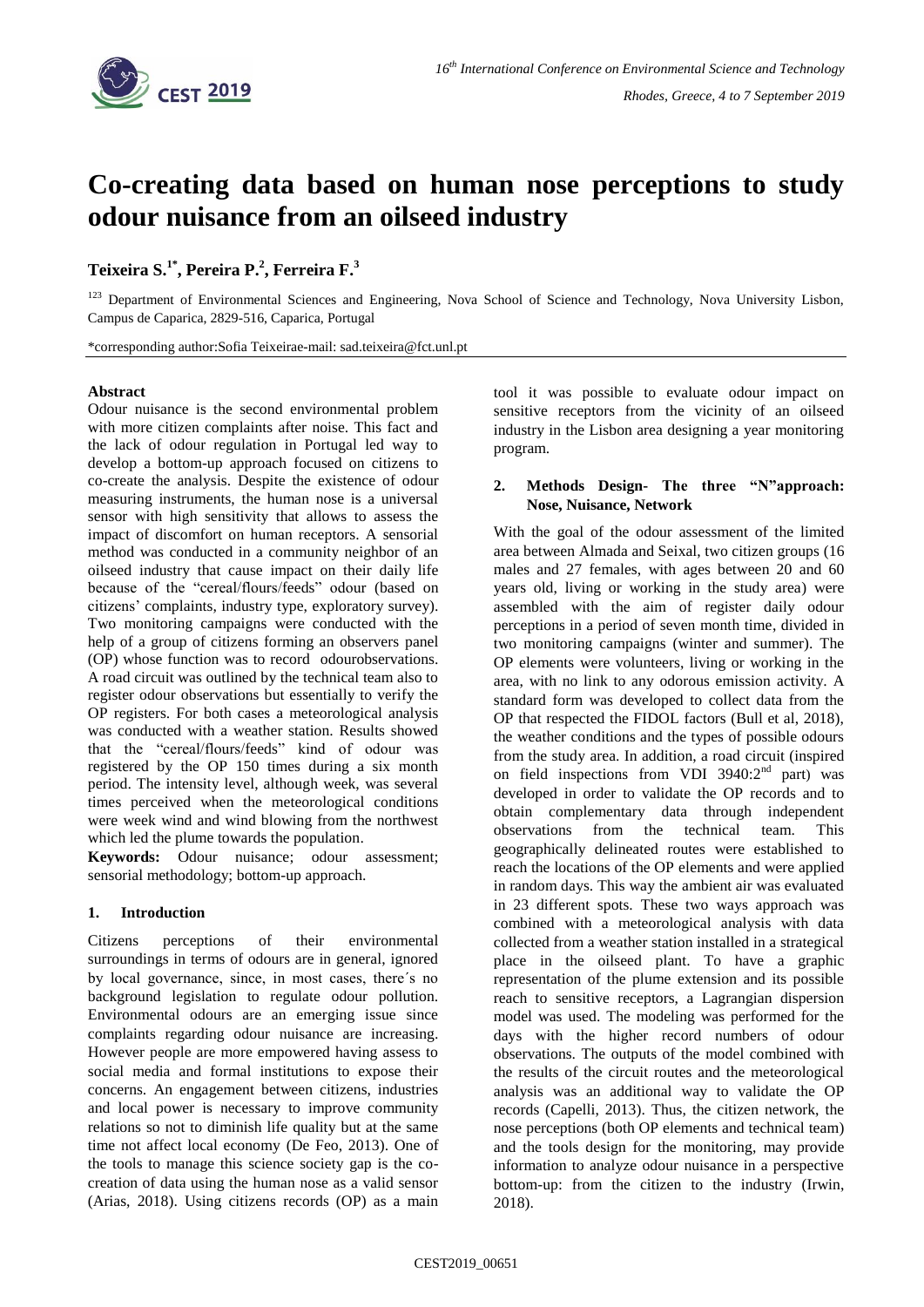# Co-creating data based on human nose perceptions to study odour nuisance from an oilseed industry

**Teixeira S.[1*], Pereira P.[2], Ferreira F.[3]**

[123] Department of Environmental Sciences and Engineering, Nova School of Science and Technology, Nova University Lisbon, Campus de Caparica, 2829-516, Caparica, Portugal

*corresponding author:Sofia Teixeirae-mail: sad.teixeira@fct.unl.pt

**Abstract**

Odour nuisance is the second environmental problem with more citizen complaints after noise. This fact and the lack of odour regulation in Portugal led way to develop a bottom-up approach focused on citizens to co-create the analysis. Despite the existence of odour measuring instruments, the human nose is a universal sensor with high sensitivity that allows to assess the impact of discomfort on human receptors. A sensorial method was conducted in a community neighbor of an oilseed industry that cause impact on their daily life because of the "cereal/flours/feeds" odour (based on citizens' complaints, industry type, exploratory survey). Two monitoring campaigns were conducted with the help of a group of citizens forming an observers panel (OP) whose function was to record odourobservations. A road circuit was outlined by the technical team also to register odour observations but essentially to verify the OP registers. For both cases a meteorological analysis was conducted with a weather station. Results showed that the "cereal/flours/feeds" kind of odour was registered by the OP 150 times during a six month period. The intensity level, although week, was several times perceived when the meteorological conditions were week wind and wind blowing from the northwest which led the plume towards the population.

**Keywords:** Odour nuisance; odour assessment; sensorial methodology; bottom-up approach.

## 1. Introduction

Citizens perceptions of their environmental surroundings in terms of odours are in general, ignored by local governance, since, in most cases, there´s no background legislation to regulate odour pollution. Environmental odours are an emerging issue since complaints regarding odour nuisance are increasing. However people are more empowered having assess to social media and formal institutions to expose their concerns. An engagement between citizens, industries and local power is necessary to improve community relations so not to diminish life quality but at the same time not affect local economy (De Feo, 2013). One of the tools to manage this science society gap is the co-creation of data using the human nose as a valid sensor (Arias, 2018). Using citizens records (OP) as a main tool it was possible to evaluate odour impact on sensitive receptors from the vicinity of an oilseed industry in the Lisbon area designing a year monitoring program.

## 2. Methods Design- The three "N"approach: Nose, Nuisance, Network

With the goal of the odour assessment of the limited area between Almada and Seixal, two citizen groups (16 males and 27 females, with ages between 20 and 60 years old, living or working in the study area) were assembled with the aim of register daily odour perceptions in a period of seven month time, divided in two monitoring campaigns (winter and summer). The OP elements were volunteers, living or working in the area, with no link to any odorous emission activity. A standard form was developed to collect data from the OP that respected the FIDOL factors (Bull et al, 2018), the weather conditions and the types of possible odours from the study area. In addition, a road circuit (inspired on field inspections from VDI 3940:2$^{nd}$ part) was developed in order to validate the OP records and to obtain complementary data through independent observations from the technical team. This geographically delineated routes were established to reach the locations of the OP elements and were applied in random days. This way the ambient air was evaluated in 23 different spots. These two ways approach was combined with a meteorological analysis with data collected from a weather station installed in a strategical place in the oilseed plant. To have a graphic representation of the plume extension and its possible reach to sensitive receptors, a Lagrangian dispersion model was used. The modeling was performed for the days with the higher record numbers of odour observations. The outputs of the model combined with the results of the circuit routes and the meteorological analysis was an additional way to validate the OP records (Capelli, 2013). Thus, the citizen network, the nose perceptions (both OP elements and technical team) and the tools design for the monitoring, may provide information to analyze odour nuisance in a perspective bottom-up: from the citizen to the industry (Irwin, 2018).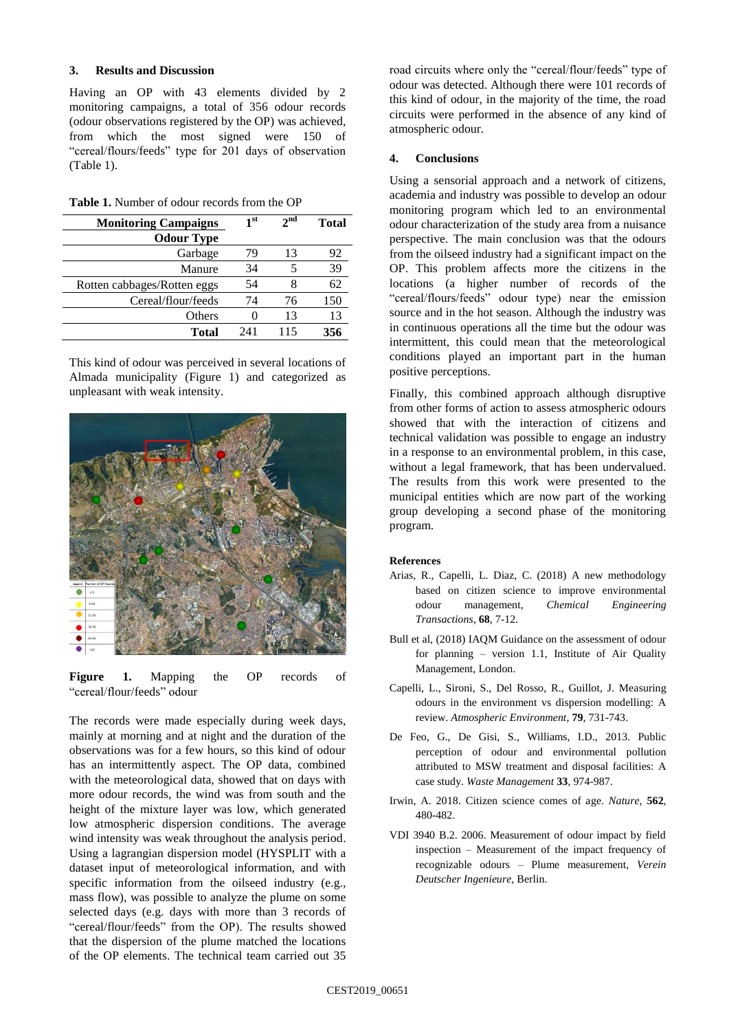## 3. Results and Discussion

Having an OP with 43 elements divided by 2 monitoring campaigns, a total of 356 odour records (odour observations registered by the OP) was achieved, from which the most signed were 150 of "cereal/flours/feeds" type for 201 days of observation (Table 1).

**Table 1.** Number of odour records from the OP

| Monitoring Campaigns | 1st | 2nd | Total |
|---|---|---|---|
| **Odour Type** | | | |
| Garbage | 79 | 13 | 92 |
| Manure | 34 | 5 | 39 |
| Rotten cabbages/Rotten eggs | 54 | 8 | 62 |
| Cereal/flour/feeds | 74 | 76 | 150 |
| Others | 0 | 13 | 13 |
| **Total** | 241 | 115 | **356** |

This kind of odour was perceived in several locations of Almada municipality (Figure 1) and categorized as unpleasant with weak intensity.

Oilseed industry

Legend
Number of OP Records
1-5
6-10
11-15
16-20
21-25
>25

2 km

**Figure 1.** Mapping the OP records of "cereal/flour/feeds" odour

The records were made especially during week days, mainly at morning and at night and the duration of the observations was for a few hours, so this kind of odour has an intermittently aspect. The OP data, combined with the meteorological data, showed that on days with more odour records, the wind was from south and the height of the mixture layer was low, which generated low atmospheric dispersion conditions. The average wind intensity was weak throughout the analysis period. Using a lagrangian dispersion model (HYSPLIT with a dataset input of meteorological information, and with specific information from the oilseed industry (e.g., mass flow), was possible to analyze the plume on some selected days (e.g. days with more than 3 records of "cereal/flour/feeds" from the OP). The results showed that the dispersion of the plume matched the locations of the OP elements. The technical team carried out 35 road circuits where only the "cereal/flour/feeds" type of odour was detected. Although there were 101 records of this kind of odour, in the majority of the time, the road circuits were performed in the absence of any kind of atmospheric odour.

## 4. Conclusions

Using a sensorial approach and a network of citizens, academia and industry was possible to develop an odour monitoring program which led to an environmental odour characterization of the study area from a nuisance perspective. The main conclusion was that the odours from the oilseed industry had a significant impact on the OP. This problem affects more the citizens in the locations (a higher number of records of the "cereal/flours/feeds" odour type) near the emission source and in the hot season. Although the industry was in continuous operations all the time but the odour was intermittent, this could mean that the meteorological conditions played an important part in the human positive perceptions.

Finally, this combined approach although disruptive from other forms of action to assess atmospheric odours showed that with the interaction of citizens and technical validation was possible to engage an industry in a response to an environmental problem, in this case, without a legal framework, that has been undervalued. The results from this work were presented to the municipal entities which are now part of the working group developing a second phase of the monitoring program.

### References

Arias, R., Capelli, L. Diaz, C. (2018) A new methodology based on citizen science to improve environmental odour management, *Chemical Engineering Transactions*, **68**, 7-12.

Bull et al, (2018) IAQM Guidance on the assessment of odour for planning – version 1.1, Institute of Air Quality Management, London.

Capelli, L., Sironi, S., Del Rosso, R., Guillot, J. Measuring odours in the environment vs dispersion modelling: A review. *Atmospheric Environment*, **79**, 731-743.

De Feo, G., De Gisi, S., Williams, I.D., 2013. Public perception of odour and environmental pollution attributed to MSW treatment and disposal facilities: A case study. *Waste Management* **33**, 974-987.

Irwin, A. 2018. Citizen science comes of age. *Nature*, **562**, 480-482.

VDI 3940 B.2. 2006. Measurement of odour impact by field inspection – Measurement of the impact frequency of recognizable odours – Plume measurement, *Verein Deutscher Ingenieure*, Berlin.